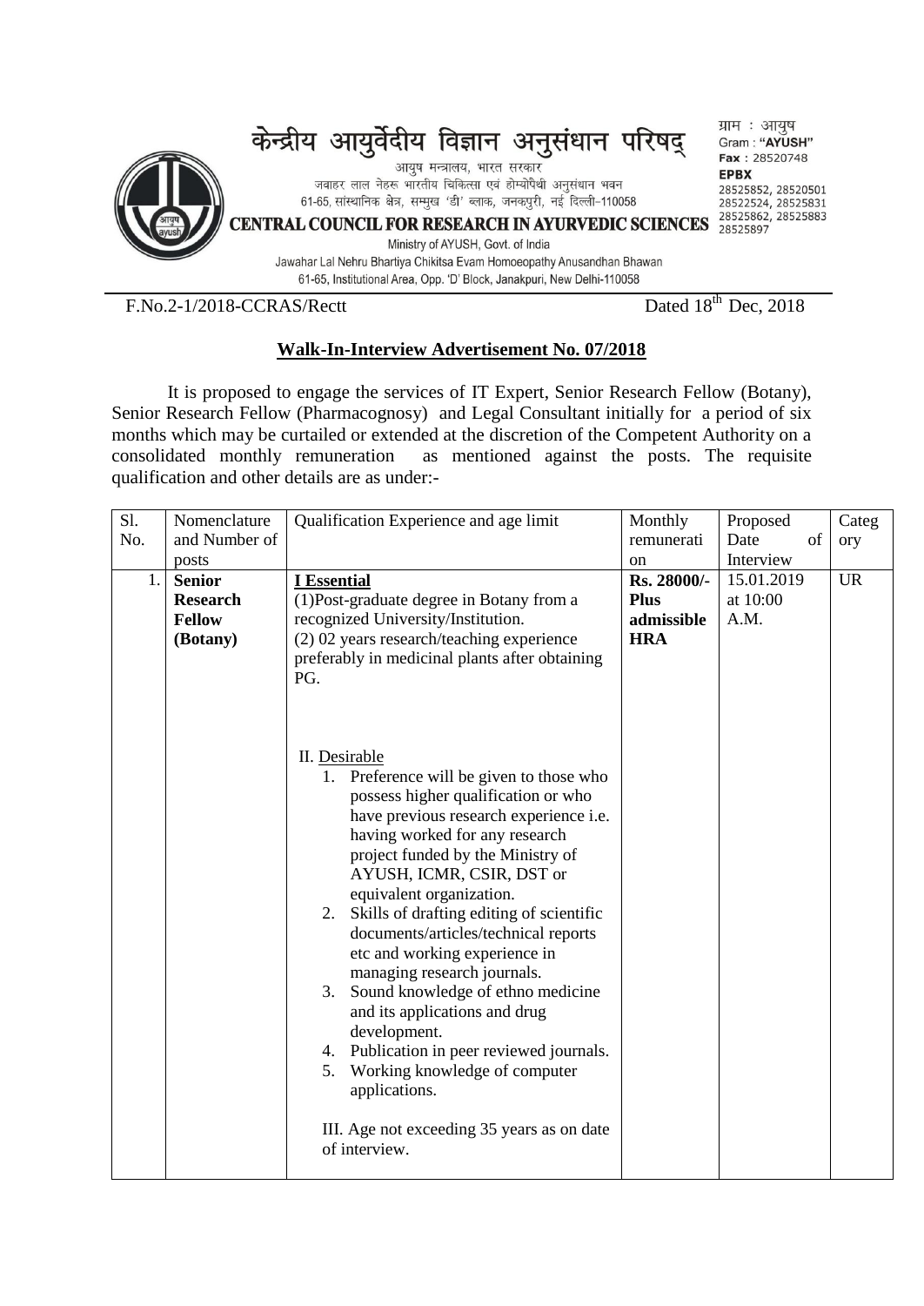केन्द्रीय आयुर्वेदीय विज्ञान अनुसंधान परिषद्

आयुष मन्त्रालय, भारत सरकार

जवाहर लाल नेहरू भारतीय चिकित्सा एवं होम्योपैथी अनुसंधान भवन

61-65, सांस्थानिक क्षेत्र, सम्मुख 'डी' ब्लाक, जनकपुरी, नई दिल्ली-110058

**CENTRAL COUNCIL FOR RESEARCH IN AYURVEDIC SCIENCES**

Ministry of AYUSH, Govt. of India

Jawahar Lal Nehru Bhartiya Chikitsa Evam Homoeopathy Anusandhan Bhawan

61-65, Institutional Area, Opp. 'D' Block, Janakpuri, New Delhi-110058

ग्राम : आयुष
Gram : "AYUSH"
Fax : 28520748
EPBX
28525852, 28520501
28522524, 28525831
28525862, 28525883
28525897

F.No.2-1/2018-CCRAS/Rectt Dated 18th Dec, 2018

## Walk-In-Interview Advertisement No. 07/2018

It is proposed to engage the services of IT Expert, Senior Research Fellow (Botany), Senior Research Fellow (Pharmacognosy) and Legal Consultant initially for a period of six months which may be curtailed or extended at the discretion of the Competent Authority on a consolidated monthly remuneration as mentioned against the posts. The requisite qualification and other details are as under:-

| Sl. No. | Nomenclature and Number of posts | Qualification Experience and age limit | Monthly remuneration | Proposed Date of Interview | Category |
|---|---|---|---|---|---|
| 1. | **Senior Research Fellow (Botany)** | **I Essential**<br>(1)Post-graduate degree in Botany from a recognized University/Institution.<br>(2) 02 years research/teaching experience preferably in medicinal plants after obtaining PG.<br><br>II. Desirable<br>1. Preference will be given to those who possess higher qualification or who have previous research experience i.e. having worked for any research project funded by the Ministry of AYUSH, ICMR, CSIR, DST or equivalent organization.<br>2. Skills of drafting editing of scientific documents/articles/technical reports etc and working experience in managing research journals.<br>3. Sound knowledge of ethno medicine and its applications and drug development.<br>4. Publication in peer reviewed journals.<br>5. Working knowledge of computer applications.<br><br>III. Age not exceeding 35 years as on date of interview. | **Rs. 28000/- Plus admissible HRA** | 15.01.2019 at 10:00 A.M. | UR |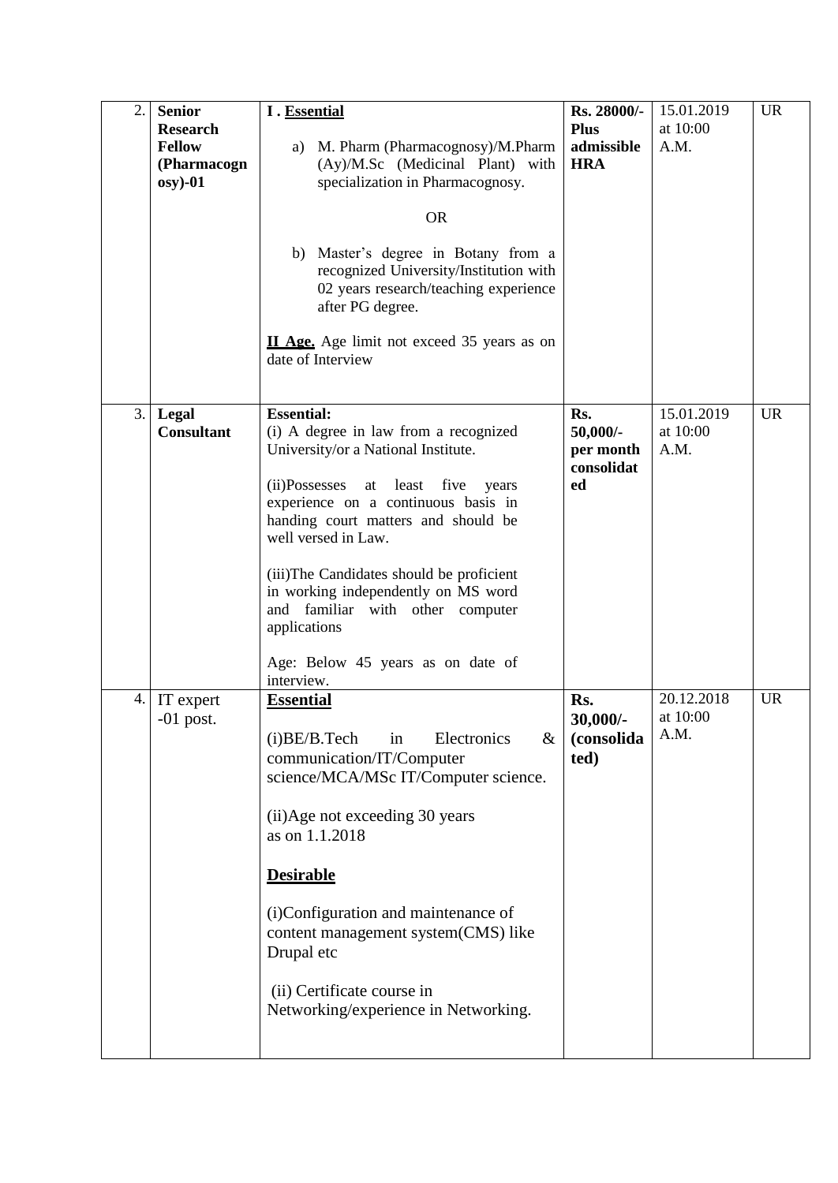| 2. | **Senior Research Fellow (Pharmacognosy)-01** | **I . <u>Essential</u>**<br><br>a) M. Pharm (Pharmacognosy)/M.Pharm (Ay)/M.Sc (Medicinal Plant) with specialization in Pharmacognosy.<br><br>OR<br><br>b) Master's degree in Botany from a recognized University/Institution with 02 years research/teaching experience after PG degree.<br><br>**<u>II Age.</u>** Age limit not exceed 35 years as on date of Interview | **Rs. 28000/- Plus admissible HRA** | 15.01.2019 at 10:00 A.M. | UR |
|---|---|---|---|---|---|
| 3. | **Legal Consultant** | **Essential:**<br>(i) A degree in law from a recognized University/or a National Institute.<br><br>(ii)Possesses at least five years experience on a continuous basis in handing court matters and should be well versed in Law.<br><br>(iii)The Candidates should be proficient in working independently on MS word and familiar with other computer applications<br><br>Age: Below 45 years as on date of interview. | **Rs. 50,000/- per month consolidated** | 15.01.2019 at 10:00 A.M. | UR |
| 4. | IT expert -01 post. | **<u>Essential</u>**<br><br>(i)BE/B.Tech in Electronics & communication/IT/Computer science/MCA/MSc IT/Computer science.<br><br>(ii)Age not exceeding 30 years as on 1.1.2018<br><br>**<u>Desirable</u>**<br><br>(i)Configuration and maintenance of content management system(CMS) like Drupal etc<br><br>(ii) Certificate course in Networking/experience in Networking. | **Rs. 30,000/- (consolidated)** | 20.12.2018 at 10:00 A.M. | UR |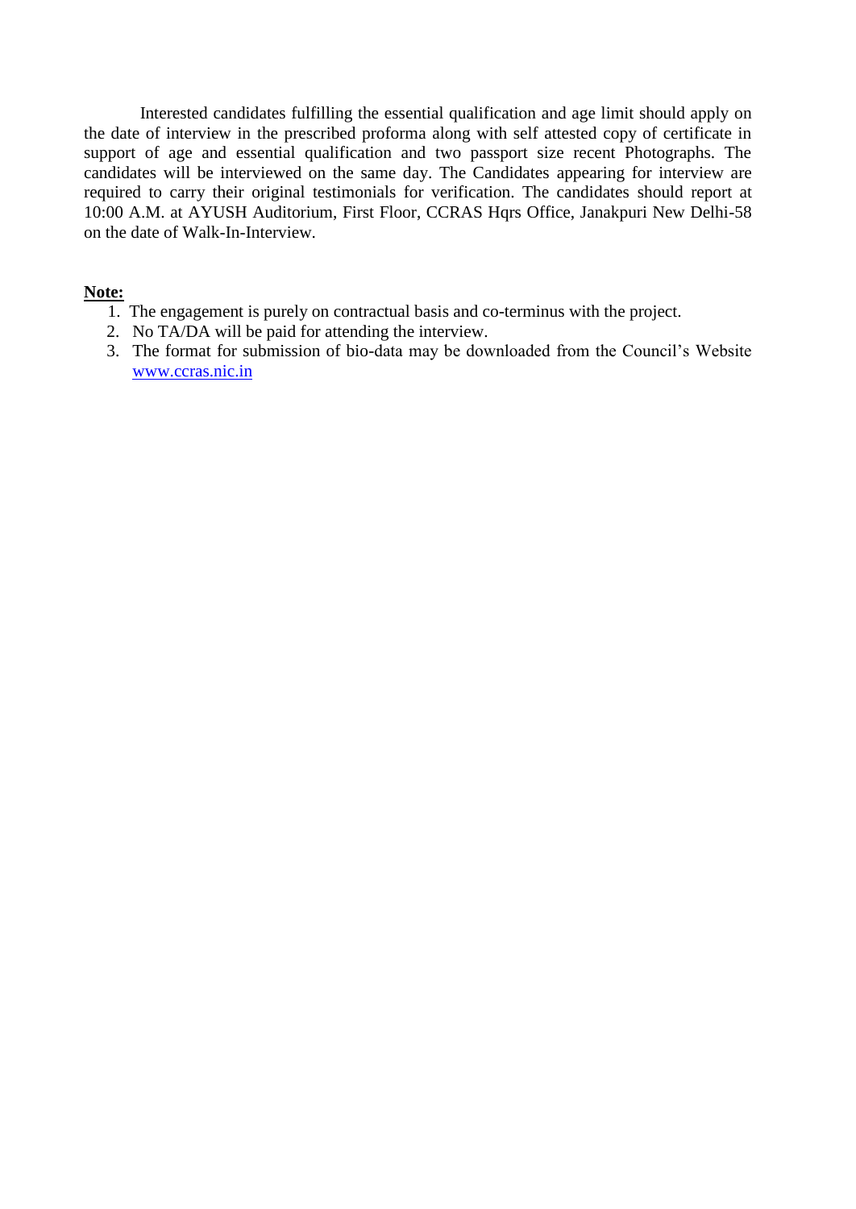Interested candidates fulfilling the essential qualification and age limit should apply on the date of interview in the prescribed proforma along with self attested copy of certificate in support of age and essential qualification and two passport size recent Photographs. The candidates will be interviewed on the same day. The Candidates appearing for interview are required to carry their original testimonials for verification. The candidates should report at 10:00 A.M. at AYUSH Auditorium, First Floor, CCRAS Hqrs Office, Janakpuri New Delhi-58 on the date of Walk-In-Interview.

**Note:**

1. The engagement is purely on contractual basis and co-terminus with the project.
2. No TA/DA will be paid for attending the interview.
3. The format for submission of bio-data may be downloaded from the Council's Website www.ccras.nic.in